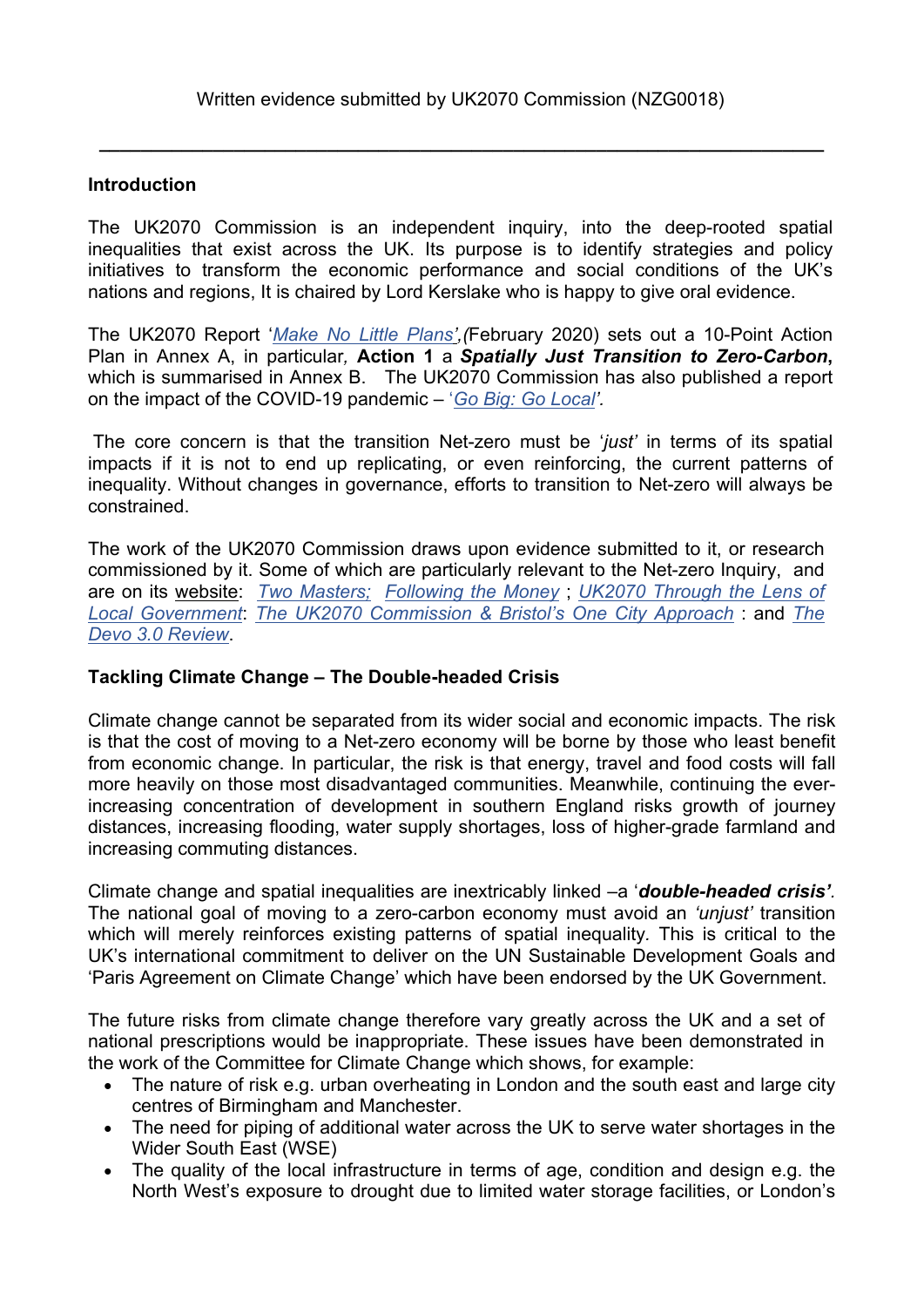Written evidence submitted by UK2070 Commission (NZG0018)

---

## Introduction

The UK2070 Commission is an independent inquiry, into the deep-rooted spatial inequalities that exist across the UK. Its purpose is to identify strategies and policy initiatives to transform the economic performance and social conditions of the UK's nations and regions, It is chaired by Lord Kerslake who is happy to give oral evidence.

The UK2070 Report '*Make No Little Plans*',*(*February 2020) sets out a 10-Point Action Plan in Annex A, in particular*,* **Action 1** a ***Spatially Just Transition to Zero-Carbon*****,** which is summarised in Annex B. The UK2070 Commission has also published a report on the impact of the COVID-19 pandemic – '*Go Big: Go Local*'*.*

The core concern is that the transition Net-zero must be '*just*' in terms of its spatial impacts if it is not to end up replicating, or even reinforcing, the current patterns of inequality. Without changes in governance, efforts to transition to Net-zero will always be constrained.

The work of the UK2070 Commission draws upon evidence submitted to it, or research commissioned by it. Some of which are particularly relevant to the Net-zero Inquiry, and are on its website: *Two Masters; Following the Money* ; *UK2070 Through the Lens of Local Government*: *The UK2070 Commission & Bristol's One City Approach* : and *The Devo 3.0 Review*.

## Tackling Climate Change – The Double-headed Crisis

Climate change cannot be separated from its wider social and economic impacts. The risk is that the cost of moving to a Net-zero economy will be borne by those who least benefit from economic change. In particular, the risk is that energy, travel and food costs will fall more heavily on those most disadvantaged communities. Meanwhile, continuing the ever-increasing concentration of development in southern England risks growth of journey distances, increasing flooding, water supply shortages, loss of higher-grade farmland and increasing commuting distances.

Climate change and spatial inequalities are inextricably linked –a '***double-headed crisis***'*.* The national goal of moving to a zero-carbon economy must avoid an *'unjust'* transition which will merely reinforces existing patterns of spatial inequality*.* This is critical to the UK's international commitment to deliver on the UN Sustainable Development Goals and 'Paris Agreement on Climate Change' which have been endorsed by the UK Government.

The future risks from climate change therefore vary greatly across the UK and a set of national prescriptions would be inappropriate. These issues have been demonstrated in the work of the Committee for Climate Change which shows, for example:

- The nature of risk e.g. urban overheating in London and the south east and large city centres of Birmingham and Manchester.
- The need for piping of additional water across the UK to serve water shortages in the Wider South East (WSE)
- The quality of the local infrastructure in terms of age, condition and design e.g. the North West's exposure to drought due to limited water storage facilities, or London's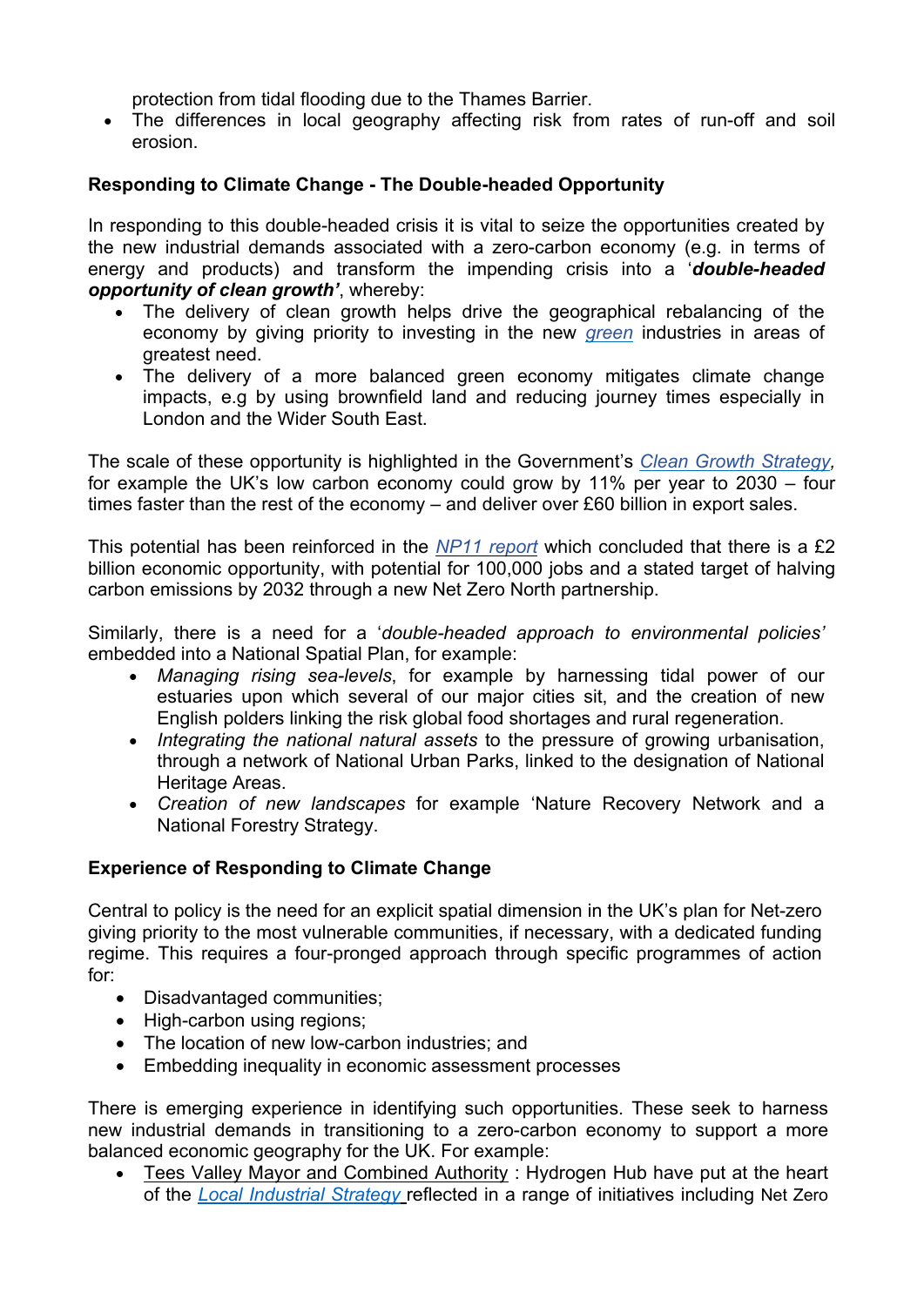protection from tidal flooding due to the Thames Barrier.

- The differences in local geography affecting risk from rates of run-off and soil erosion.

### Responding to Climate Change - The Double-headed Opportunity

In responding to this double-headed crisis it is vital to seize the opportunities created by the new industrial demands associated with a zero-carbon economy (e.g. in terms of energy and products) and transform the impending crisis into a '***double-headed opportunity of clean growth'***, whereby:

- The delivery of clean growth helps drive the geographical rebalancing of the economy by giving priority to investing in the new *green* industries in areas of greatest need.
- The delivery of a more balanced green economy mitigates climate change impacts, e.g by using brownfield land and reducing journey times especially in London and the Wider South East.

The scale of these opportunity is highlighted in the Government's *Clean Growth Strategy,* for example the UK's low carbon economy could grow by 11% per year to 2030 – four times faster than the rest of the economy – and deliver over £60 billion in export sales.

This potential has been reinforced in the *NP11 report* which concluded that there is a £2 billion economic opportunity, with potential for 100,000 jobs and a stated target of halving carbon emissions by 2032 through a new Net Zero North partnership.

Similarly, there is a need for a '*double-headed approach to environmental policies'* embedded into a National Spatial Plan, for example:

- *Managing rising sea-levels*, for example by harnessing tidal power of our estuaries upon which several of our major cities sit, and the creation of new English polders linking the risk global food shortages and rural regeneration.
- *Integrating the national natural assets* to the pressure of growing urbanisation, through a network of National Urban Parks, linked to the designation of National Heritage Areas.
- *Creation of new landscapes* for example 'Nature Recovery Network and a National Forestry Strategy.

### Experience of Responding to Climate Change

Central to policy is the need for an explicit spatial dimension in the UK's plan for Net-zero giving priority to the most vulnerable communities, if necessary, with a dedicated funding regime. This requires a four-pronged approach through specific programmes of action for:

- Disadvantaged communities;
- High-carbon using regions;
- The location of new low-carbon industries; and
- Embedding inequality in economic assessment processes

There is emerging experience in identifying such opportunities. These seek to harness new industrial demands in transitioning to a zero-carbon economy to support a more balanced economic geography for the UK. For example:

- Tees Valley Mayor and Combined Authority : Hydrogen Hub have put at the heart of the *Local Industrial Strategy* reflected in a range of initiatives including Net Zero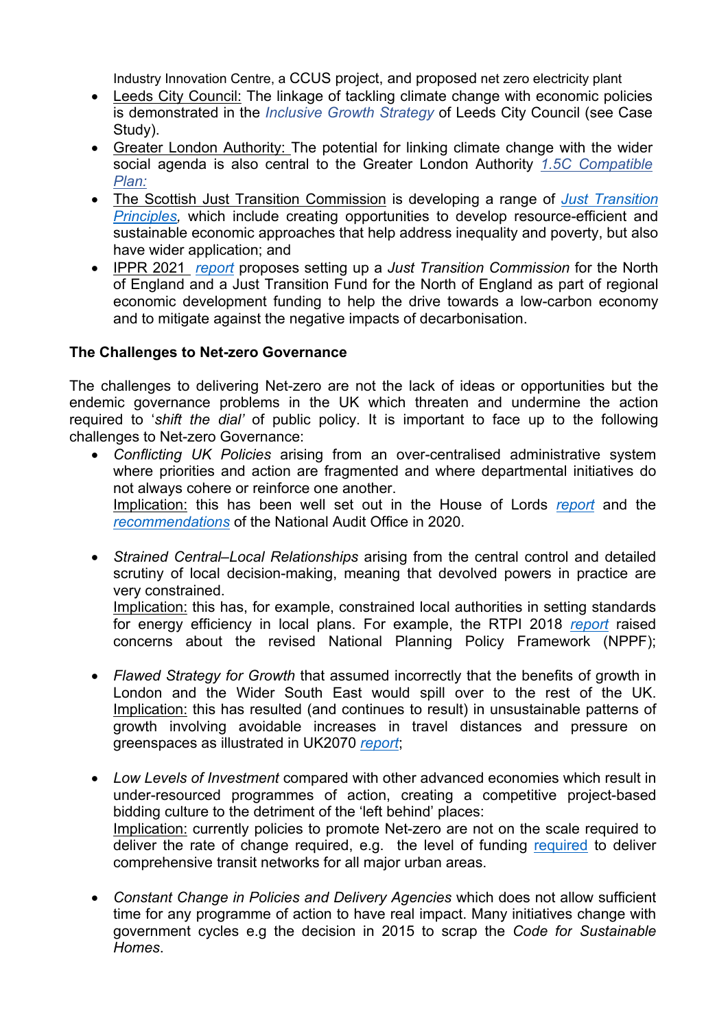Industry Innovation Centre, a CCUS project, and proposed net zero electricity plant

- Leeds City Council: The linkage of tackling climate change with economic policies is demonstrated in the *Inclusive Growth Strategy* of Leeds City Council (see Case Study).
- Greater London Authority: The potential for linking climate change with the wider social agenda is also central to the Greater London Authority *1.5C Compatible Plan:*
- The Scottish Just Transition Commission is developing a range of *Just Transition Principles*, which include creating opportunities to develop resource-efficient and sustainable economic approaches that help address inequality and poverty, but also have wider application; and
- IPPR 2021 *report* proposes setting up a *Just Transition Commission* for the North of England and a Just Transition Fund for the North of England as part of regional economic development funding to help the drive towards a low-carbon economy and to mitigate against the negative impacts of decarbonisation.

**The Challenges to Net-zero Governance**

The challenges to delivering Net-zero are not the lack of ideas or opportunities but the endemic governance problems in the UK which threaten and undermine the action required to '*shift the dial'* of public policy. It is important to face up to the following challenges to Net-zero Governance:

- *Conflicting UK Policies* arising from an over-centralised administrative system where priorities and action are fragmented and where departmental initiatives do not always cohere or reinforce one another.
  Implication: this has been well set out in the House of Lords *report* and the *recommendations* of the National Audit Office in 2020.

- *Strained Central–Local Relationships* arising from the central control and detailed scrutiny of local decision-making, meaning that devolved powers in practice are very constrained.
  Implication: this has, for example, constrained local authorities in setting standards for energy efficiency in local plans. For example, the RTPI 2018 *report* raised concerns about the revised National Planning Policy Framework (NPPF);

- *Flawed Strategy for Growth* that assumed incorrectly that the benefits of growth in London and the Wider South East would spill over to the rest of the UK.
  Implication: this has resulted (and continues to result) in unsustainable patterns of growth involving avoidable increases in travel distances and pressure on greenspaces as illustrated in UK2070 *report*;

- *Low Levels of Investment* compared with other advanced economies which result in under-resourced programmes of action, creating a competitive project-based bidding culture to the detriment of the 'left behind' places:
  Implication: currently policies to promote Net-zero are not on the scale required to deliver the rate of change required, e.g. the level of funding required to deliver comprehensive transit networks for all major urban areas.

- *Constant Change in Policies and Delivery Agencies* which does not allow sufficient time for any programme of action to have real impact. Many initiatives change with government cycles e.g the decision in 2015 to scrap the *Code for Sustainable Homes*.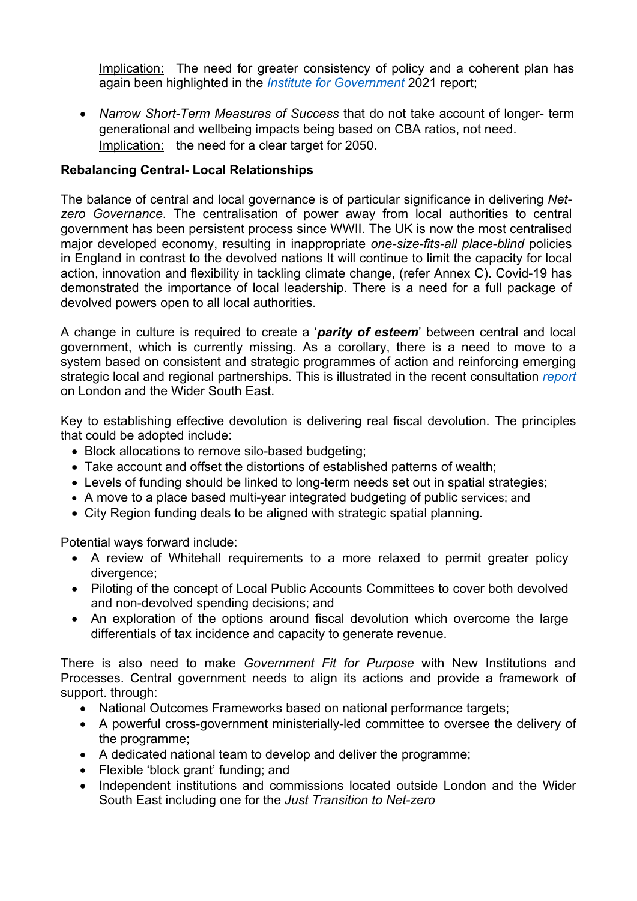Implication: The need for greater consistency of policy and a coherent plan has again been highlighted in the *Institute for Government* 2021 report;

- *Narrow Short-Term Measures of Success* that do not take account of longer- term generational and wellbeing impacts being based on CBA ratios, not need.
  Implication: the need for a clear target for 2050.

**Rebalancing Central- Local Relationships**

The balance of central and local governance is of particular significance in delivering *Net-zero Governance*. The centralisation of power away from local authorities to central government has been persistent process since WWII. The UK is now the most centralised major developed economy, resulting in inappropriate *one-size-fits-all place-blind* policies in England in contrast to the devolved nations It will continue to limit the capacity for local action, innovation and flexibility in tackling climate change, (refer Annex C). Covid-19 has demonstrated the importance of local leadership. There is a need for a full package of devolved powers open to all local authorities.

A change in culture is required to create a '***parity of esteem***' between central and local government, which is currently missing. As a corollary, there is a need to move to a system based on consistent and strategic programmes of action and reinforcing emerging strategic local and regional partnerships. This is illustrated in the recent consultation *report* on London and the Wider South East.

Key to establishing effective devolution is delivering real fiscal devolution. The principles that could be adopted include:

- Block allocations to remove silo-based budgeting;
- Take account and offset the distortions of established patterns of wealth;
- Levels of funding should be linked to long-term needs set out in spatial strategies;
- A move to a place based multi-year integrated budgeting of public services; and
- City Region funding deals to be aligned with strategic spatial planning.

Potential ways forward include:

- A review of Whitehall requirements to a more relaxed to permit greater policy divergence;
- Piloting of the concept of Local Public Accounts Committees to cover both devolved and non-devolved spending decisions; and
- An exploration of the options around fiscal devolution which overcome the large differentials of tax incidence and capacity to generate revenue.

There is also need to make *Government Fit for Purpose* with New Institutions and Processes. Central government needs to align its actions and provide a framework of support. through:

- National Outcomes Frameworks based on national performance targets;
- A powerful cross-government ministerially-led committee to oversee the delivery of the programme;
- A dedicated national team to develop and deliver the programme;
- Flexible 'block grant' funding; and
- Independent institutions and commissions located outside London and the Wider South East including one for the *Just Transition to Net-zero*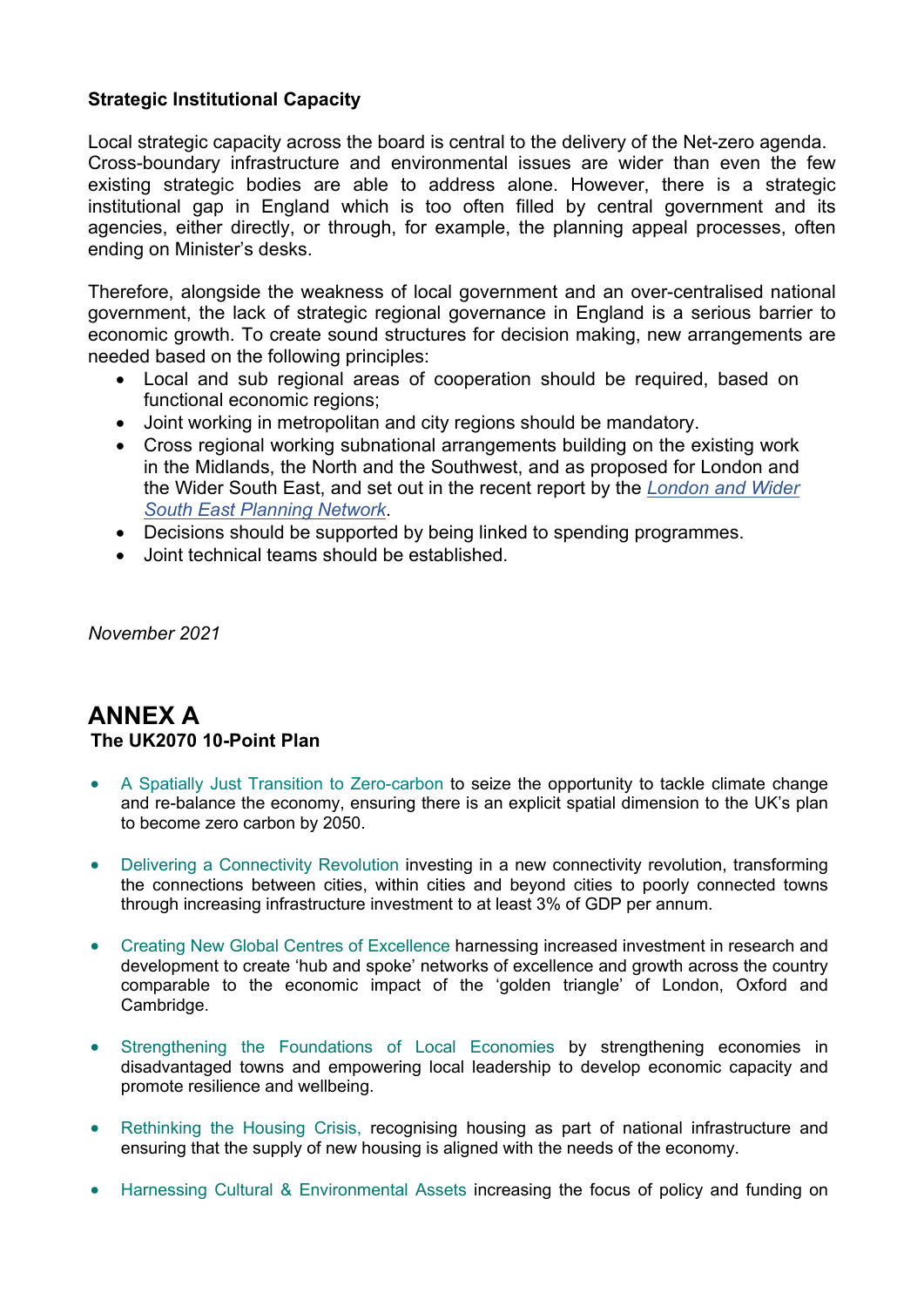**Strategic Institutional Capacity**

Local strategic capacity across the board is central to the delivery of the Net-zero agenda. Cross-boundary infrastructure and environmental issues are wider than even the few existing strategic bodies are able to address alone. However, there is a strategic institutional gap in England which is too often filled by central government and its agencies, either directly, or through, for example, the planning appeal processes, often ending on Minister's desks.

Therefore, alongside the weakness of local government and an over-centralised national government, the lack of strategic regional governance in England is a serious barrier to economic growth. To create sound structures for decision making, new arrangements are needed based on the following principles:

- Local and sub regional areas of cooperation should be required, based on functional economic regions;
- Joint working in metropolitan and city regions should be mandatory.
- Cross regional working subnational arrangements building on the existing work in the Midlands, the North and the Southwest, and as proposed for London and the Wider South East, and set out in the recent report by the *London and Wider South East Planning Network*.
- Decisions should be supported by being linked to spending programmes.
- Joint technical teams should be established.

*November 2021*

## ANNEX A

**The UK2070 10-Point Plan**

- A Spatially Just Transition to Zero-carbon to seize the opportunity to tackle climate change and re-balance the economy, ensuring there is an explicit spatial dimension to the UK's plan to become zero carbon by 2050.
- Delivering a Connectivity Revolution investing in a new connectivity revolution, transforming the connections between cities, within cities and beyond cities to poorly connected towns through increasing infrastructure investment to at least 3% of GDP per annum.
- Creating New Global Centres of Excellence harnessing increased investment in research and development to create 'hub and spoke' networks of excellence and growth across the country comparable to the economic impact of the 'golden triangle' of London, Oxford and Cambridge.
- Strengthening the Foundations of Local Economies by strengthening economies in disadvantaged towns and empowering local leadership to develop economic capacity and promote resilience and wellbeing.
- Rethinking the Housing Crisis, recognising housing as part of national infrastructure and ensuring that the supply of new housing is aligned with the needs of the economy.
- Harnessing Cultural & Environmental Assets increasing the focus of policy and funding on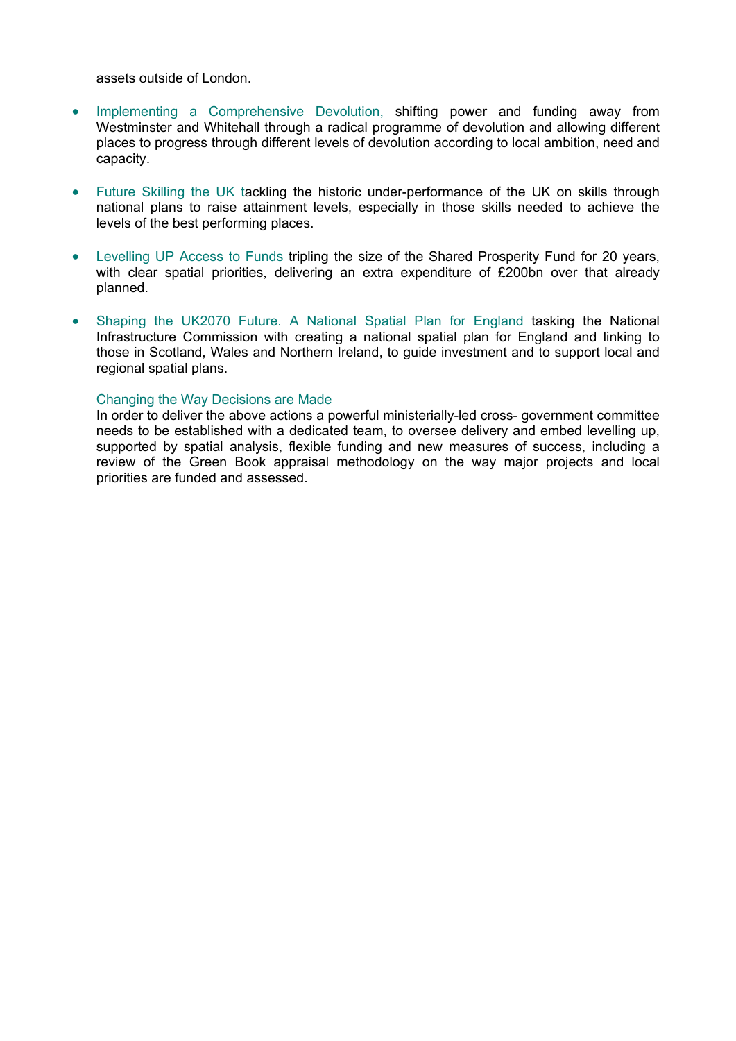assets outside of London.

- Implementing a Comprehensive Devolution, shifting power and funding away from Westminster and Whitehall through a radical programme of devolution and allowing different places to progress through different levels of devolution according to local ambition, need and capacity.

- Future Skilling the UK tackling the historic under-performance of the UK on skills through national plans to raise attainment levels, especially in those skills needed to achieve the levels of the best performing places.

- Levelling UP Access to Funds tripling the size of the Shared Prosperity Fund for 20 years, with clear spatial priorities, delivering an extra expenditure of £200bn over that already planned.

- Shaping the UK2070 Future. A National Spatial Plan for England tasking the National Infrastructure Commission with creating a national spatial plan for England and linking to those in Scotland, Wales and Northern Ireland, to guide investment and to support local and regional spatial plans.

  Changing the Way Decisions are Made
  In order to deliver the above actions a powerful ministerially-led cross- government committee needs to be established with a dedicated team, to oversee delivery and embed levelling up, supported by spatial analysis, flexible funding and new measures of success, including a review of the Green Book appraisal methodology on the way major projects and local priorities are funded and assessed.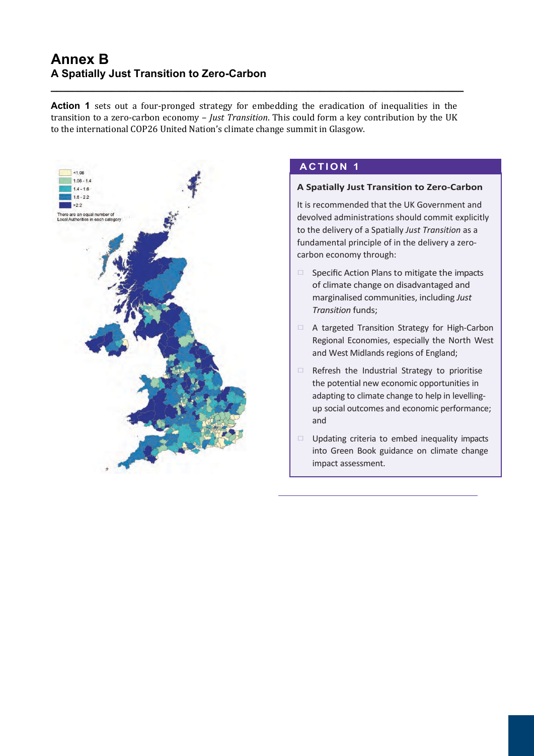# Annex B
## A Spatially Just Transition to Zero-Carbon

**Action 1** sets out a four-pronged strategy for embedding the eradication of inequalities in the transition to a zero-carbon economy – *Just Transition*. This could form a key contribution by the UK to the international COP26 United Nation's climate change summit in Glasgow.

<1.06
1.06 - 1.4
1.4 - 1.6
1.6 - 2.2
>2.2

There are an equal number of Local Authorities in each category

### ACTION 1

**A Spatially Just Transition to Zero-Carbon**

It is recommended that the UK Government and devolved administrations should commit explicitly to the delivery of a Spatially *Just Transition* as a fundamental principle of in the delivery a zero-carbon economy through:

- Specific Action Plans to mitigate the impacts of climate change on disadvantaged and marginalised communities, including *Just Transition* funds;
- A targeted Transition Strategy for High-Carbon Regional Economies, especially the North West and West Midlands regions of England;
- Refresh the Industrial Strategy to prioritise the potential new economic opportunities in adapting to climate change to help in levelling-up social outcomes and economic performance; and
- Updating criteria to embed inequality impacts into Green Book guidance on climate change impact assessment.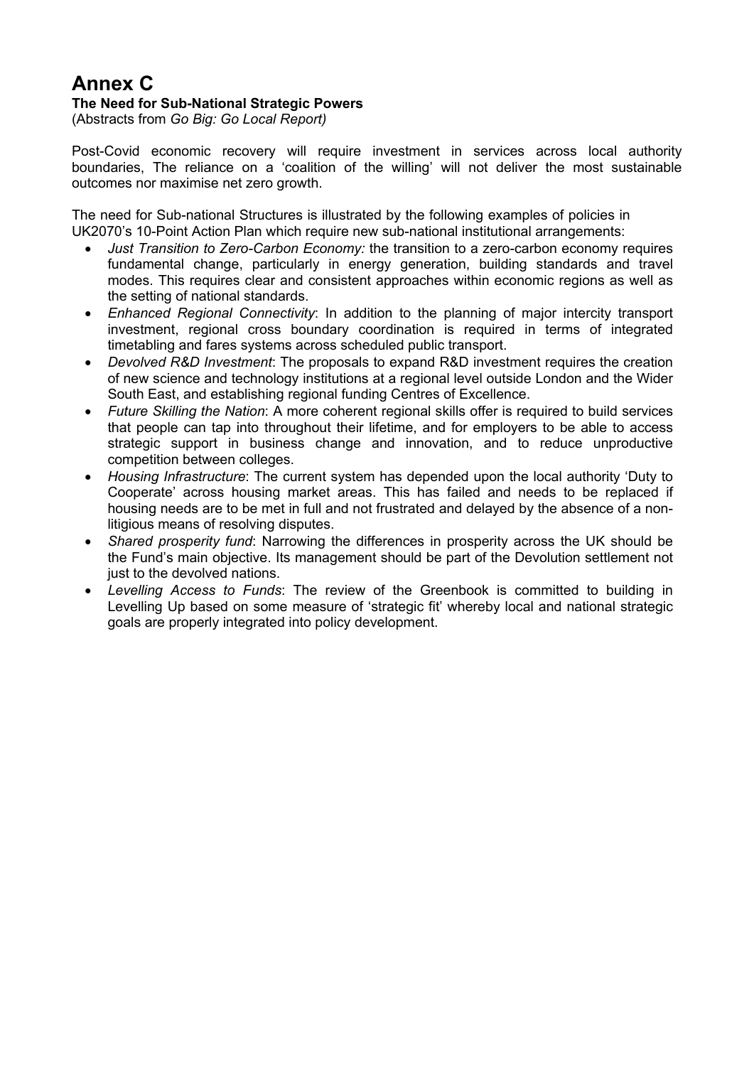# Annex C

**The Need for Sub-National Strategic Powers**

(Abstracts from *Go Big: Go Local Report)*

Post-Covid economic recovery will require investment in services across local authority boundaries, The reliance on a 'coalition of the willing' will not deliver the most sustainable outcomes nor maximise net zero growth.

The need for Sub-national Structures is illustrated by the following examples of policies in UK2070's 10-Point Action Plan which require new sub-national institutional arrangements:

- *Just Transition to Zero-Carbon Economy:* the transition to a zero-carbon economy requires fundamental change, particularly in energy generation, building standards and travel modes. This requires clear and consistent approaches within economic regions as well as the setting of national standards.
- *Enhanced Regional Connectivity*: In addition to the planning of major intercity transport investment, regional cross boundary coordination is required in terms of integrated timetabling and fares systems across scheduled public transport.
- *Devolved R&D Investment*: The proposals to expand R&D investment requires the creation of new science and technology institutions at a regional level outside London and the Wider South East, and establishing regional funding Centres of Excellence.
- *Future Skilling the Nation*: A more coherent regional skills offer is required to build services that people can tap into throughout their lifetime, and for employers to be able to access strategic support in business change and innovation, and to reduce unproductive competition between colleges.
- *Housing Infrastructure*: The current system has depended upon the local authority 'Duty to Cooperate' across housing market areas. This has failed and needs to be replaced if housing needs are to be met in full and not frustrated and delayed by the absence of a non-litigious means of resolving disputes.
- *Shared prosperity fund*: Narrowing the differences in prosperity across the UK should be the Fund's main objective. Its management should be part of the Devolution settlement not just to the devolved nations.
- *Levelling Access to Funds*: The review of the Greenbook is committed to building in Levelling Up based on some measure of 'strategic fit' whereby local and national strategic goals are properly integrated into policy development.